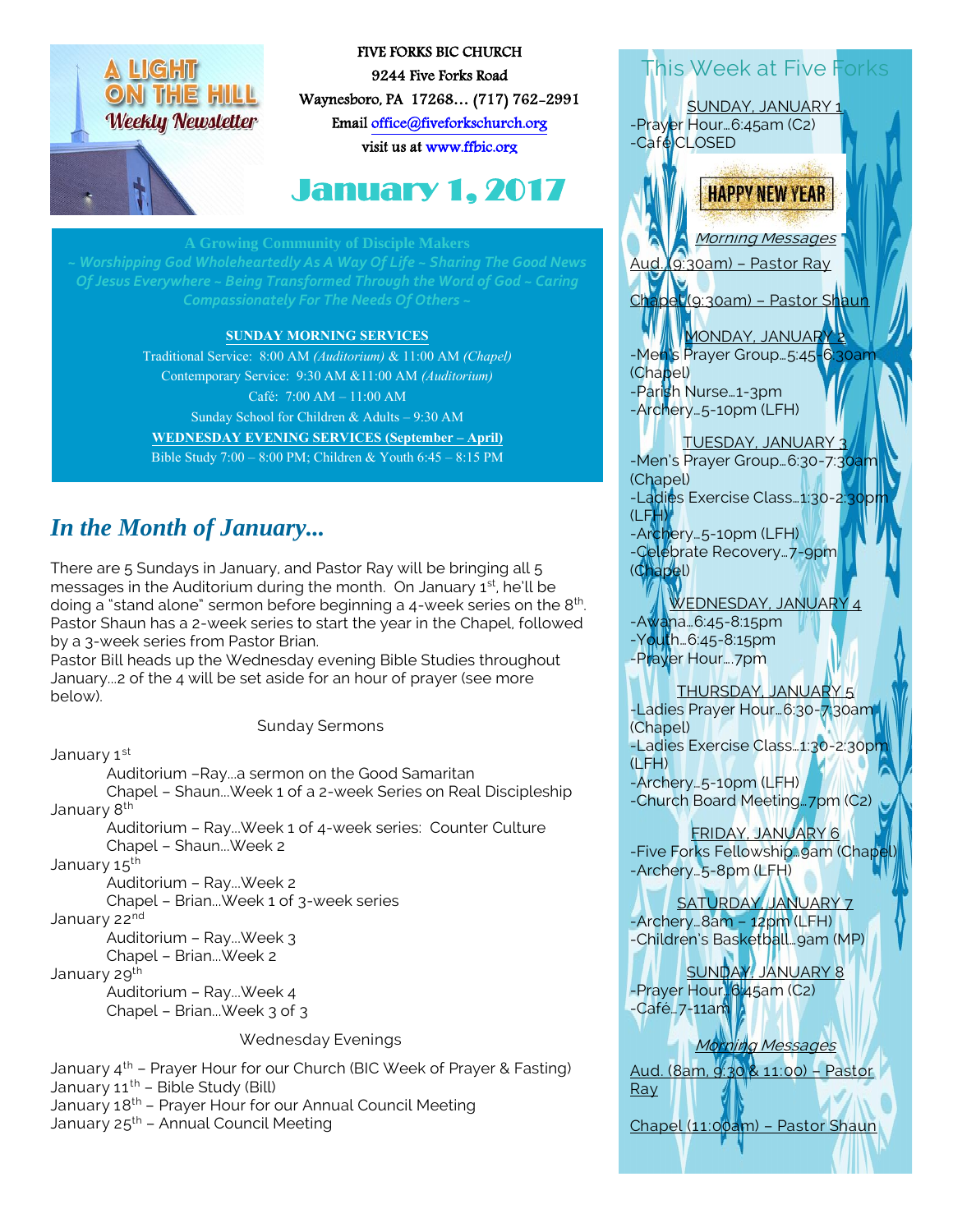**A LIGHT ON THE HILL**
*Weekly Newsletter*

**FIVE FORKS BIC CHURCH**
9244 Five Forks Road
Waynesboro, PA 17268… (717) 762-2991
Email office@fiveforkschurch.org
visit us at www.ffbic.org

# January 1, 2017

**A Growing Community of Disciple Makers**

*~ Worshipping God Wholeheartedly As A Way Of Life ~ Sharing The Good News Of Jesus Everywhere ~ Being Transformed Through the Word of God ~ Caring Compassionately For The Needs Of Others ~*

**SUNDAY MORNING SERVICES**
Traditional Service: 8:00 AM *(Auditorium)* & 11:00 AM *(Chapel)*
Contemporary Service: 9:30 AM &11:00 AM *(Auditorium)*
Café: 7:00 AM – 11:00 AM
Sunday School for Children & Adults – 9:30 AM
**WEDNESDAY EVENING SERVICES (September – April)**
Bible Study 7:00 – 8:00 PM; Children & Youth 6:45 – 8:15 PM

## *In the Month of January...*

There are 5 Sundays in January, and Pastor Ray will be bringing all 5 messages in the Auditorium during the month. On January 1st, he'll be doing a "stand alone" sermon before beginning a 4-week series on the 8th. Pastor Shaun has a 2-week series to start the year in the Chapel, followed by a 3-week series from Pastor Brian.
Pastor Bill heads up the Wednesday evening Bible Studies throughout January…2 of the 4 will be set aside for an hour of prayer (see more below).

Sunday Sermons

January 1st
 Auditorium –Ray…a sermon on the Good Samaritan
 Chapel – Shaun…Week 1 of a 2-week Series on Real Discipleship
January 8th
 Auditorium – Ray…Week 1 of 4-week series: Counter Culture
 Chapel – Shaun…Week 2
January 15th
 Auditorium – Ray…Week 2
 Chapel – Brian…Week 1 of 3-week series
January 22nd
 Auditorium – Ray…Week 3
 Chapel – Brian…Week 2
January 29th
 Auditorium – Ray…Week 4
 Chapel – Brian…Week 3 of 3

Wednesday Evenings

January 4th – Prayer Hour for our Church (BIC Week of Prayer & Fasting)
January 11th – Bible Study (Bill)
January 18th – Prayer Hour for our Annual Council Meeting
January 25th – Annual Council Meeting

## This Week at Five Forks

SUNDAY, JANUARY 1
-Prayer Hour…6:45am (C2)
-Café CLOSED

HAPPY NEW YEAR

*Morning Messages*
Aud. (9:30am) – Pastor Ray

Chapel (9:30am) – Pastor Shaun

MONDAY, JANUARY 2
-Men's Prayer Group…5:45-6:30am (Chapel)
-Parish Nurse…1-3pm
-Archery…5-10pm (LFH)

TUESDAY, JANUARY 3
-Men's Prayer Group…6:30-7:30am (Chapel)
-Ladies Exercise Class…1:30-2:30pm (LFH)
-Archery…5-10pm (LFH)
-Celebrate Recovery…7-9pm (Chapel)

WEDNESDAY, JANUARY 4
-Awana…6:45-8:15pm
-Youth…6:45-8:15pm
-Prayer Hour….7pm

THURSDAY, JANUARY 5
-Ladies Prayer Hour…6:30-7:30am (Chapel)
-Ladies Exercise Class…1:30-2:30pm (LFH)
-Archery…5-10pm (LFH)
-Church Board Meeting…7pm (C2)

FRIDAY, JANUARY 6
-Five Forks Fellowship…9am (Chapel)
-Archery…5-8pm (LFH)

SATURDAY, JANUARY 7
-Archery…8am – 12pm (LFH)
-Children's Basketball…9am (MP)

SUNDAY, JANUARY 8
-Prayer Hour…6:45am (C2)
-Café…7-11am

*Morning Messages*
Aud. (8am, 9:30 & 11:00) – Pastor Ray

Chapel (11:00am) – Pastor Shaun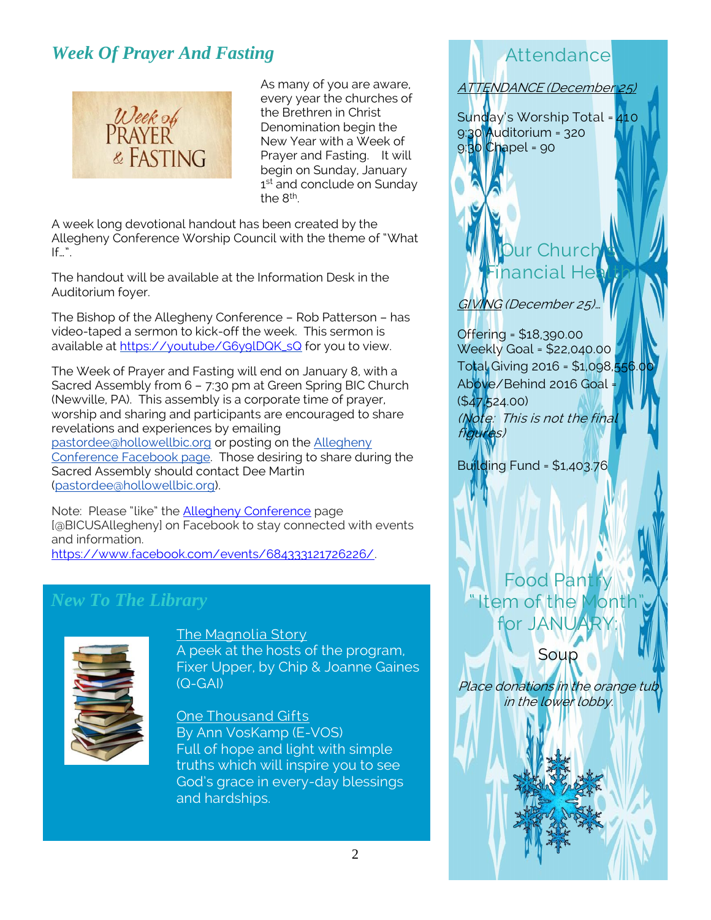## Week Of Prayer And Fasting

As many of you are aware, every year the churches of the Brethren in Christ Denomination begin the New Year with a Week of Prayer and Fasting. It will begin on Sunday, January 1st and conclude on Sunday the 8th.

A week long devotional handout has been created by the Allegheny Conference Worship Council with the theme of "What If…".

The handout will be available at the Information Desk in the Auditorium foyer.

The Bishop of the Allegheny Conference – Rob Patterson – has video-taped a sermon to kick-off the week. This sermon is available at https://youtube/G6y9lDQK_sQ for you to view.

The Week of Prayer and Fasting will end on January 8, with a Sacred Assembly from 6 – 7:30 pm at Green Spring BIC Church (Newville, PA). This assembly is a corporate time of prayer, worship and sharing and participants are encouraged to share revelations and experiences by emailing pastordee@hollowellbic.org or posting on the Allegheny Conference Facebook page. Those desiring to share during the Sacred Assembly should contact Dee Martin (pastordee@hollowellbic.org).

Note: Please "like" the Allegheny Conference page [@BICUSAllegheny] on Facebook to stay connected with events and information. https://www.facebook.com/events/684333121726226/.

## New To The Library

The Magnolia Story
A peek at the hosts of the program, Fixer Upper, by Chip & Joanne Gaines (Q-GAI)

One Thousand Gifts
By Ann VosKamp (E-VOS)
Full of hope and light with simple truths which will inspire you to see God's grace in every-day blessings and hardships.

## Attendance

ATTENDANCE (December 25)

Sunday's Worship Total = 410
9:30 Auditorium = 320
9:30 Chapel = 90

## Our Church's Financial Health

GIVING (December 25)…

Offering = $18,390.00
Weekly Goal = $22,040.00
Total Giving 2016 = $1,098,556.00
Above/Behind 2016 Goal = ($47,524.00)
*(Note: This is not the final figures)*

Building Fund = $1,403.76

## Food Pantry "Item of the Month" for JANUARY:

Soup

*Place donations in the orange tub in the lower lobby.*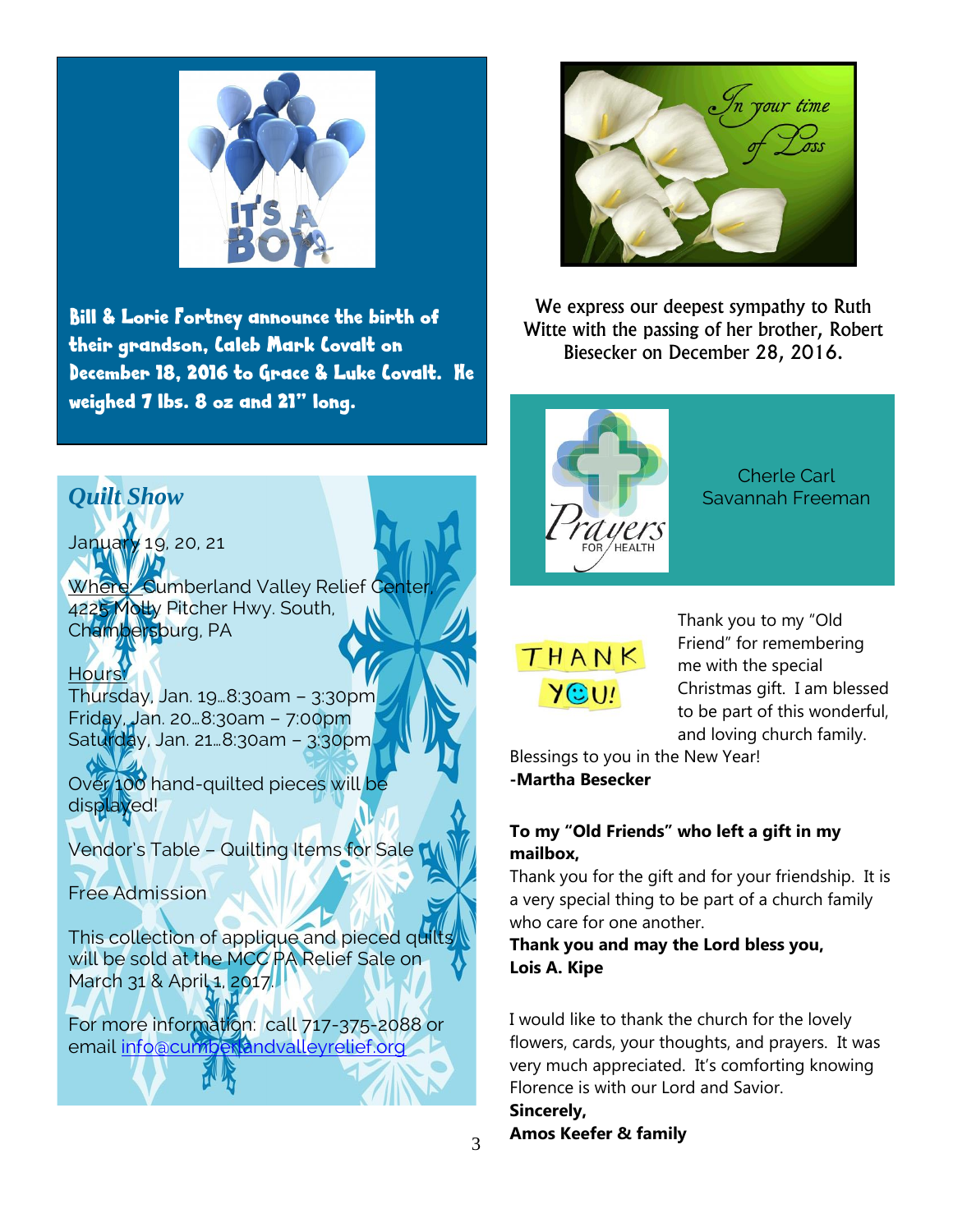IT'S A BOY

**Bill & Lorie Fortney announce the birth of their grandson, Caleb Mark Covalt on December 18, 2016 to Grace & Luke Covalt. He weighed 7 lbs. 8 oz and 21" long.**

## *Quilt Show*

January 19, 20, 21

Where: Cumberland Valley Relief Center, 4225 Molly Pitcher Hwy. South, Chambersburg, PA

Hours:
Thursday, Jan. 19…8:30am – 3:30pm
Friday, Jan. 20…8:30am – 7:00pm
Saturday, Jan. 21…8:30am – 3:30pm

Over 100 hand-quilted pieces will be displayed!

Vendor's Table – Quilting Items for Sale

Free Admission

This collection of applique and pieced quilts will be sold at the MCC PA Relief Sale on March 31 & April 1, 2017.

For more information: call 717-375-2088 or email info@cumberlandvalleyrelief.org

*In your time of Loss*

We express our deepest sympathy to Ruth Witte with the passing of her brother, Robert Biesecker on December 28, 2016.

Prayers FOR HEALTH

Cherle Carl
Savannah Freeman

THANK YOU!

Thank you to my "Old Friend" for remembering me with the special Christmas gift. I am blessed to be part of this wonderful, and loving church family.
Blessings to you in the New Year!
**-Martha Besecker**

**To my "Old Friends" who left a gift in my mailbox,**
Thank you for the gift and for your friendship. It is a very special thing to be part of a church family who care for one another.
**Thank you and may the Lord bless you,**
**Lois A. Kipe**

I would like to thank the church for the lovely flowers, cards, your thoughts, and prayers. It was very much appreciated. It's comforting knowing Florence is with our Lord and Savior.
**Sincerely,**
**Amos Keefer & family**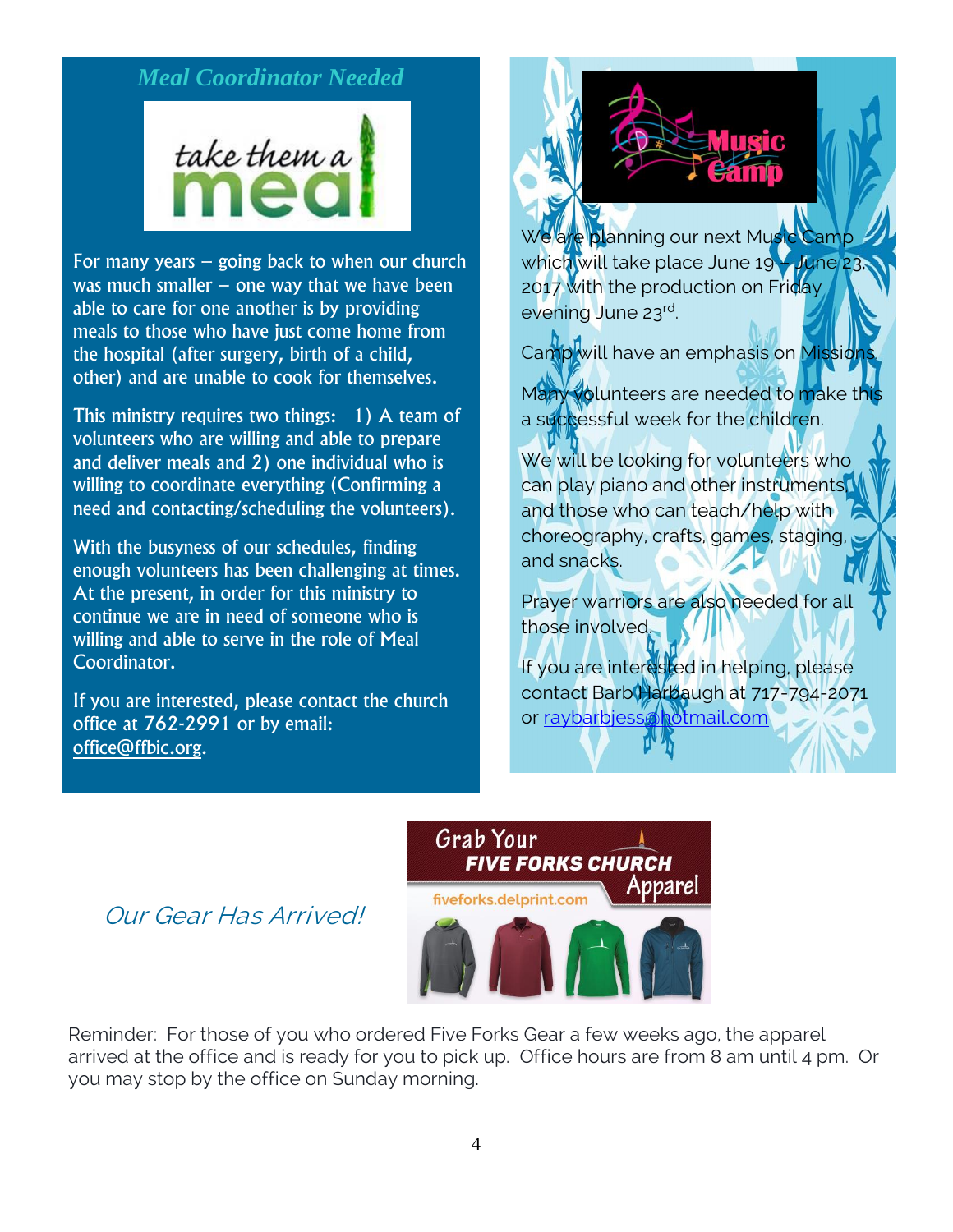## Meal Coordinator Needed

take them a meal

For many years – going back to when our church was much smaller – one way that we have been able to care for one another is by providing meals to those who have just come home from the hospital (after surgery, birth of a child, other) and are unable to cook for themselves.

This ministry requires two things: 1) A team of volunteers who are willing and able to prepare and deliver meals and 2) one individual who is willing to coordinate everything (Confirming a need and contacting/scheduling the volunteers).

With the busyness of our schedules, finding enough volunteers has been challenging at times. At the present, in order for this ministry to continue we are in need of someone who is willing and able to serve in the role of Meal Coordinator.

If you are interested, please contact the church office at 762-2991 or by email: office@ffbic.org.

## Music Camp

We are planning our next Music Camp which will take place June 19 – June 23, 2017 with the production on Friday evening June 23rd.

Camp will have an emphasis on Missions.

Many volunteers are needed to make this a successful week for the children.

We will be looking for volunteers who can play piano and other instruments, and those who can teach/help with choreography, crafts, games, staging, and snacks.

Prayer warriors are also needed for all those involved.

If you are interested in helping, please contact Barb Harbaugh at 717-794-2071 or raybarbjess@hotmail.com

## *Our Gear Has Arrived!*

Grab Your FIVE FORKS CHURCH Apparel
fiveforks.delprint.com

Reminder: For those of you who ordered Five Forks Gear a few weeks ago, the apparel arrived at the office and is ready for you to pick up. Office hours are from 8 am until 4 pm. Or you may stop by the office on Sunday morning.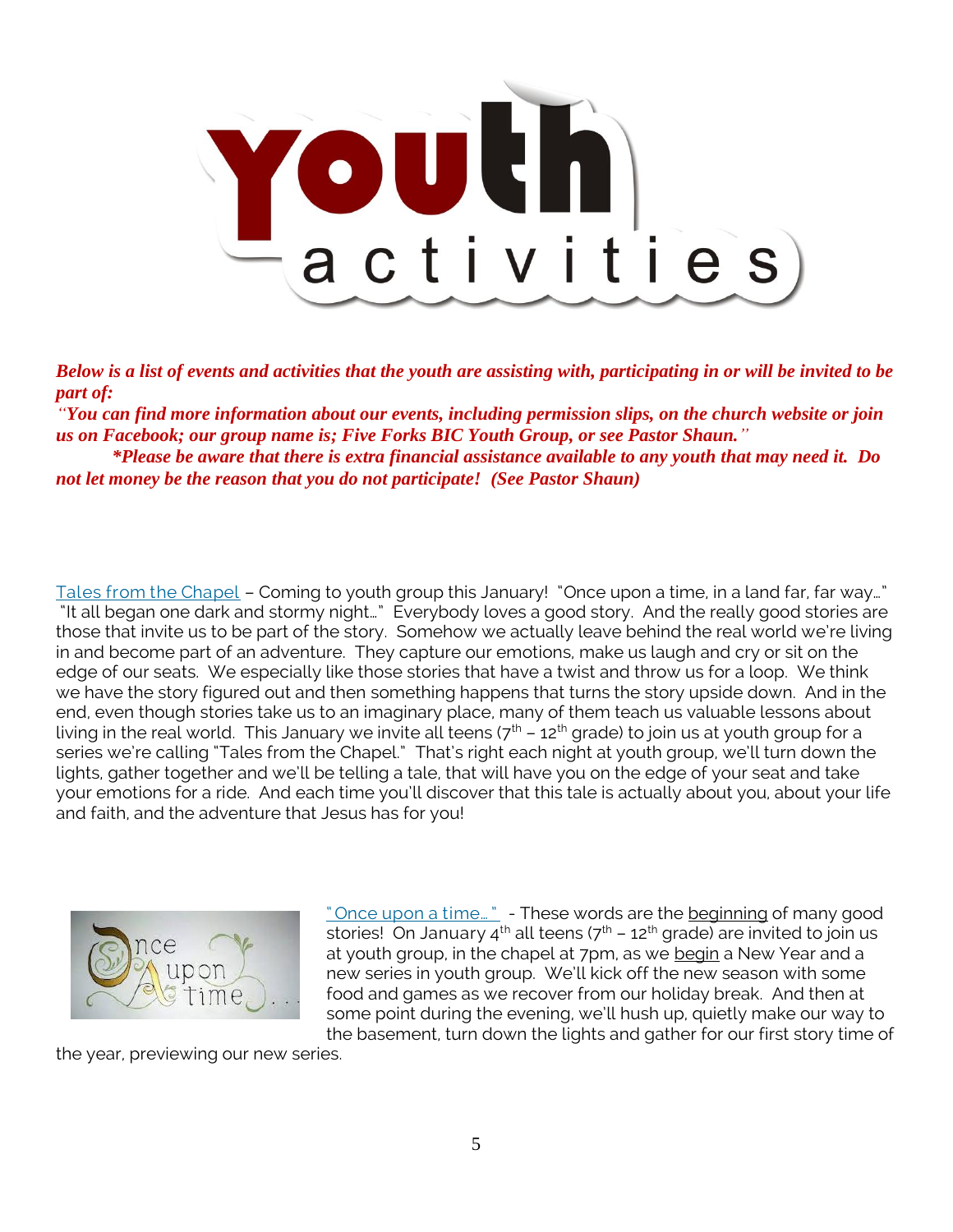# Youth activities

***Below is a list of events and activities that the youth are assisting with, participating in or will be invited to be part of:***

***"You can find more information about our events, including permission slips, on the church website or join us on Facebook; our group name is; Five Forks BIC Youth Group, or see Pastor Shaun."***

***\*Please be aware that there is extra financial assistance available to any youth that may need it. Do not let money be the reason that you do not participate! (See Pastor Shaun)***

Tales from the Chapel – Coming to youth group this January! "Once upon a time, in a land far, far way…" "It all began one dark and stormy night…" Everybody loves a good story. And the really good stories are those that invite us to be part of the story. Somehow we actually leave behind the real world we're living in and become part of an adventure. They capture our emotions, make us laugh and cry or sit on the edge of our seats. We especially like those stories that have a twist and throw us for a loop. We think we have the story figured out and then something happens that turns the story upside down. And in the end, even though stories take us to an imaginary place, many of them teach us valuable lessons about living in the real world. This January we invite all teens (7th – 12th grade) to join us at youth group for a series we're calling "Tales from the Chapel." That's right each night at youth group, we'll turn down the lights, gather together and we'll be telling a tale, that will have you on the edge of your seat and take your emotions for a ride. And each time you'll discover that this tale is actually about you, about your life and faith, and the adventure that Jesus has for you!

"Once upon a time…" - These words are the beginning of many good stories! On January 4th all teens (7th – 12th grade) are invited to join us at youth group, in the chapel at 7pm, as we begin a New Year and a new series in youth group. We'll kick off the new season with some food and games as we recover from our holiday break. And then at some point during the evening, we'll hush up, quietly make our way to the basement, turn down the lights and gather for our first story time of the year, previewing our new series.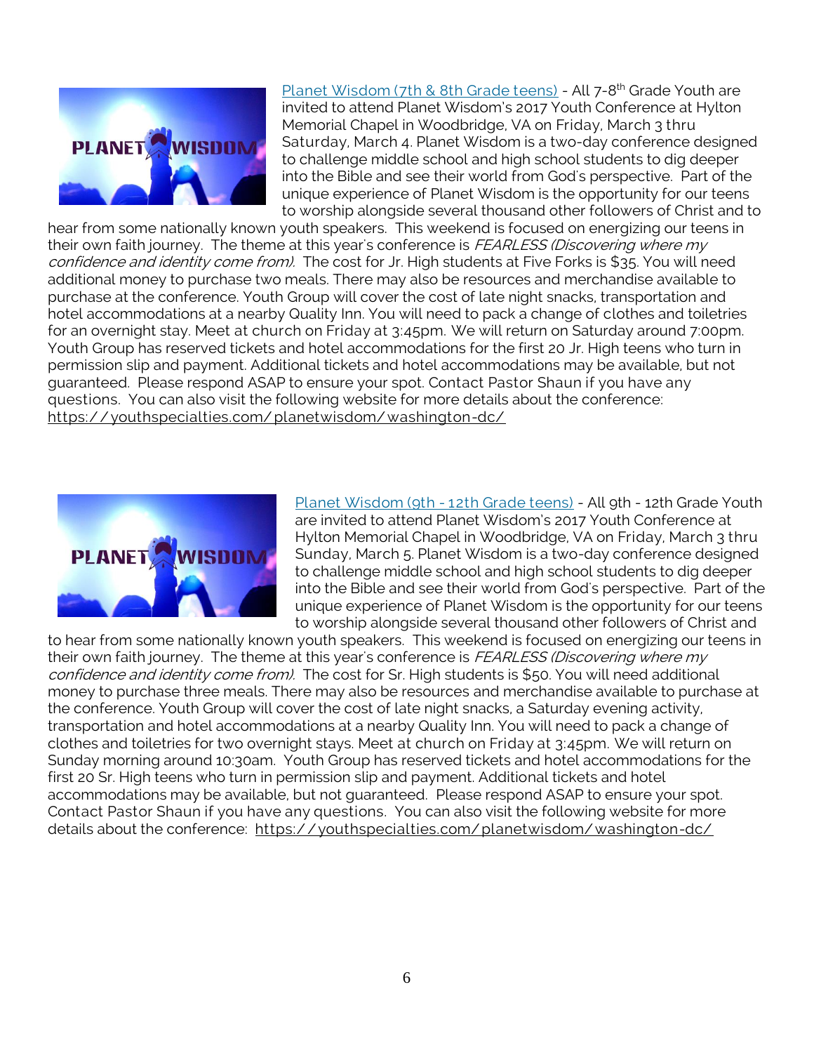Planet Wisdom (7th & 8th Grade teens) - All 7-8th Grade Youth are invited to attend Planet Wisdom's 2017 Youth Conference at Hylton Memorial Chapel in Woodbridge, VA on Friday, March 3 thru Saturday, March 4. Planet Wisdom is a two-day conference designed to challenge middle school and high school students to dig deeper into the Bible and see their world from God's perspective. Part of the unique experience of Planet Wisdom is the opportunity for our teens to worship alongside several thousand other followers of Christ and to hear from some nationally known youth speakers. This weekend is focused on energizing our teens in their own faith journey. The theme at this year's conference is *FEARLESS (Discovering where my confidence and identity come from).* The cost for Jr. High students at Five Forks is $35. You will need additional money to purchase two meals. There may also be resources and merchandise available to purchase at the conference. Youth Group will cover the cost of late night snacks, transportation and hotel accommodations at a nearby Quality Inn. You will need to pack a change of clothes and toiletries for an overnight stay. Meet at church on Friday at 3:45pm. We will return on Saturday around 7:00pm. Youth Group has reserved tickets and hotel accommodations for the first 20 Jr. High teens who turn in permission slip and payment. Additional tickets and hotel accommodations may be available, but not guaranteed. Please respond ASAP to ensure your spot. Contact Pastor Shaun if you have any questions. You can also visit the following website for more details about the conference: https://youthspecialties.com/planetwisdom/washington-dc/

Planet Wisdom (9th - 12th Grade teens) - All 9th - 12th Grade Youth are invited to attend Planet Wisdom's 2017 Youth Conference at Hylton Memorial Chapel in Woodbridge, VA on Friday, March 3 thru Sunday, March 5. Planet Wisdom is a two-day conference designed to challenge middle school and high school students to dig deeper into the Bible and see their world from God's perspective. Part of the unique experience of Planet Wisdom is the opportunity for our teens to worship alongside several thousand other followers of Christ and to hear from some nationally known youth speakers. This weekend is focused on energizing our teens in their own faith journey. The theme at this year's conference is *FEARLESS (Discovering where my confidence and identity come from).* The cost for Sr. High students is $50. You will need additional money to purchase three meals. There may also be resources and merchandise available to purchase at the conference. Youth Group will cover the cost of late night snacks, a Saturday evening activity, transportation and hotel accommodations at a nearby Quality Inn. You will need to pack a change of clothes and toiletries for two overnight stays. Meet at church on Friday at 3:45pm. We will return on Sunday morning around 10:30am. Youth Group has reserved tickets and hotel accommodations for the first 20 Sr. High teens who turn in permission slip and payment. Additional tickets and hotel accommodations may be available, but not guaranteed. Please respond ASAP to ensure your spot. Contact Pastor Shaun if you have any questions. You can also visit the following website for more details about the conference: https://youthspecialties.com/planetwisdom/washington-dc/